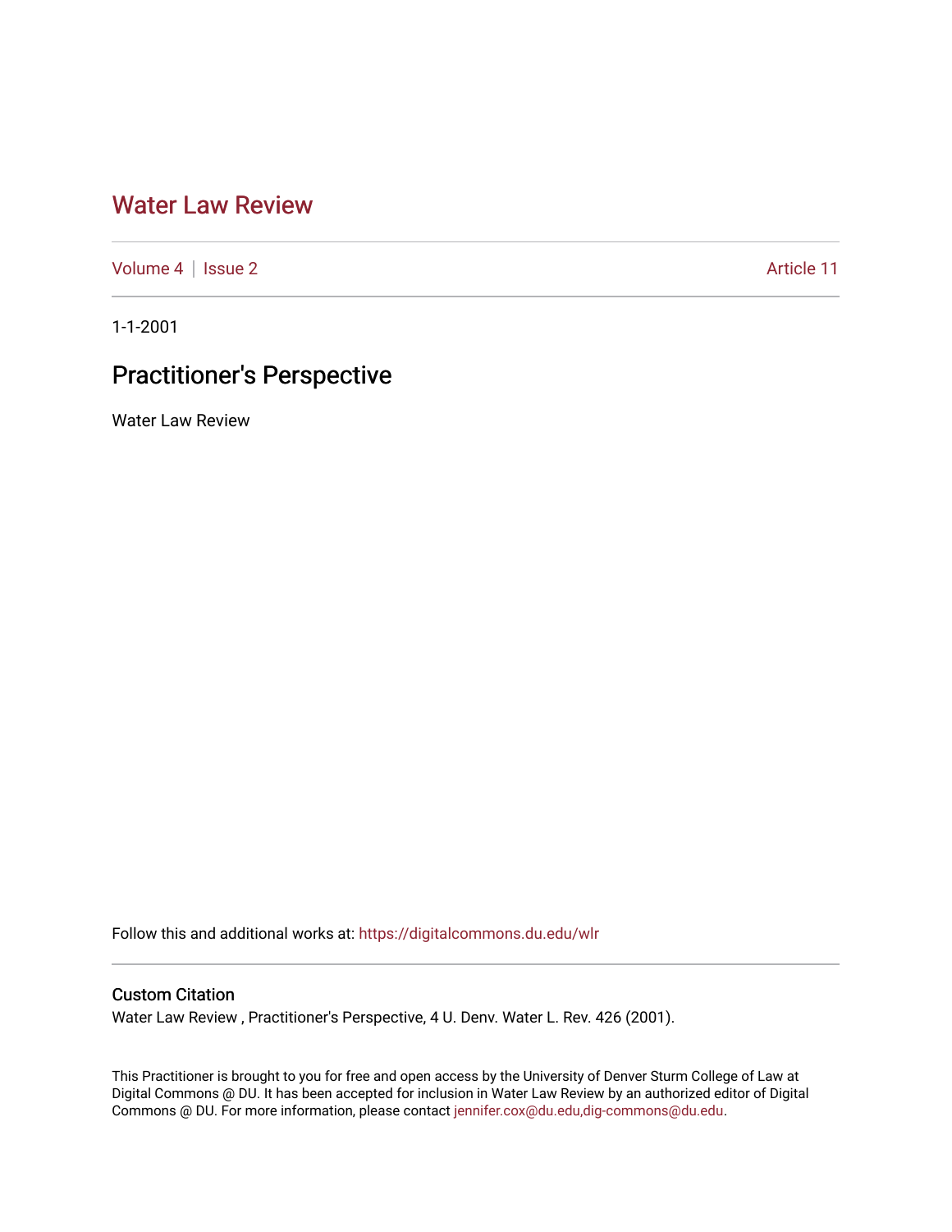# Water Law Review

Volume 4 | Issue 2 | Article 11

1-1-2001

## Practitioner's Perspective

Water Law Review

Follow this and additional works at: https://digitalcommons.du.edu/wlr

### Custom Citation

Water Law Review , Practitioner's Perspective, 4 U. Denv. Water L. Rev. 426 (2001).

This Practitioner is brought to you for free and open access by the University of Denver Sturm College of Law at Digital Commons @ DU. It has been accepted for inclusion in Water Law Review by an authorized editor of Digital Commons @ DU. For more information, please contact jennifer.cox@du.edu,dig-commons@du.edu.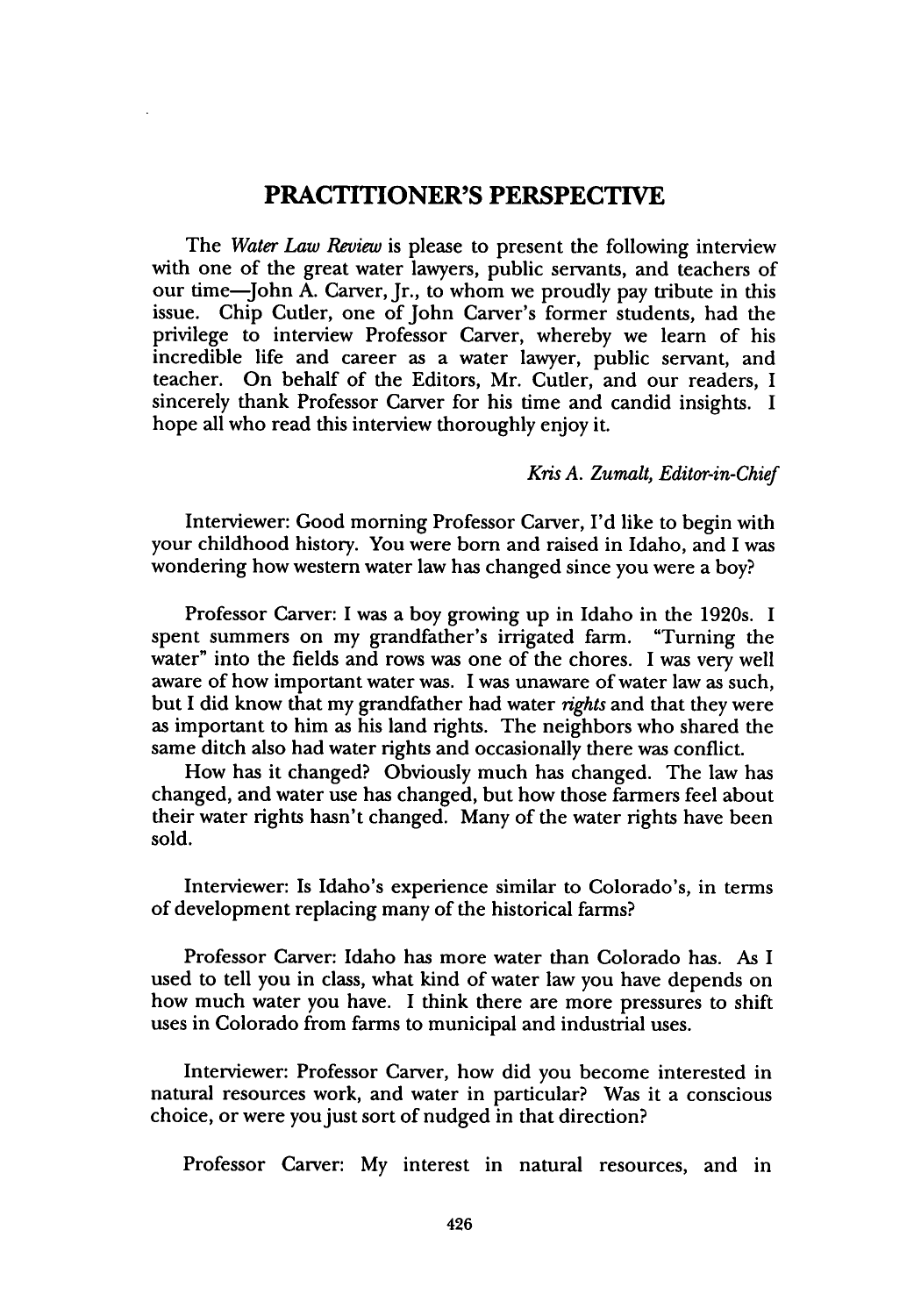## PRACTITIONER'S PERSPECTIVE

The *Water Law Review* is please to present the following interview with one of the great water lawyers, public servants, and teachers of our time—John A. Carver, Jr., to whom we proudly pay tribute in this issue. Chip Cutler, one of John Carver's former students, had the privilege to interview Professor Carver, whereby we learn of his incredible life and career as a water lawyer, public servant, and teacher. On behalf of the Editors, Mr. Cutler, and our readers, I sincerely thank Professor Carver for his time and candid insights. I hope all who read this interview thoroughly enjoy it.

*Kris A. Zumalt, Editor-in-Chief*

Interviewer: Good morning Professor Carver, I'd like to begin with your childhood history. You were born and raised in Idaho, and I was wondering how western water law has changed since you were a boy?

Professor Carver: I was a boy growing up in Idaho in the 1920s. I spent summers on my grandfather's irrigated farm. "Turning the water" into the fields and rows was one of the chores. I was very well aware of how important water was. I was unaware of water law as such, but I did know that my grandfather had water *rights* and that they were as important to him as his land rights. The neighbors who shared the same ditch also had water rights and occasionally there was conflict.

How has it changed? Obviously much has changed. The law has changed, and water use has changed, but how those farmers feel about their water rights hasn't changed. Many of the water rights have been sold.

Interviewer: Is Idaho's experience similar to Colorado's, in terms of development replacing many of the historical farms?

Professor Carver: Idaho has more water than Colorado has. As I used to tell you in class, what kind of water law you have depends on how much water you have. I think there are more pressures to shift uses in Colorado from farms to municipal and industrial uses.

Interviewer: Professor Carver, how did you become interested in natural resources work, and water in particular? Was it a conscious choice, or were you just sort of nudged in that direction?

Professor Carver: My interest in natural resources, and in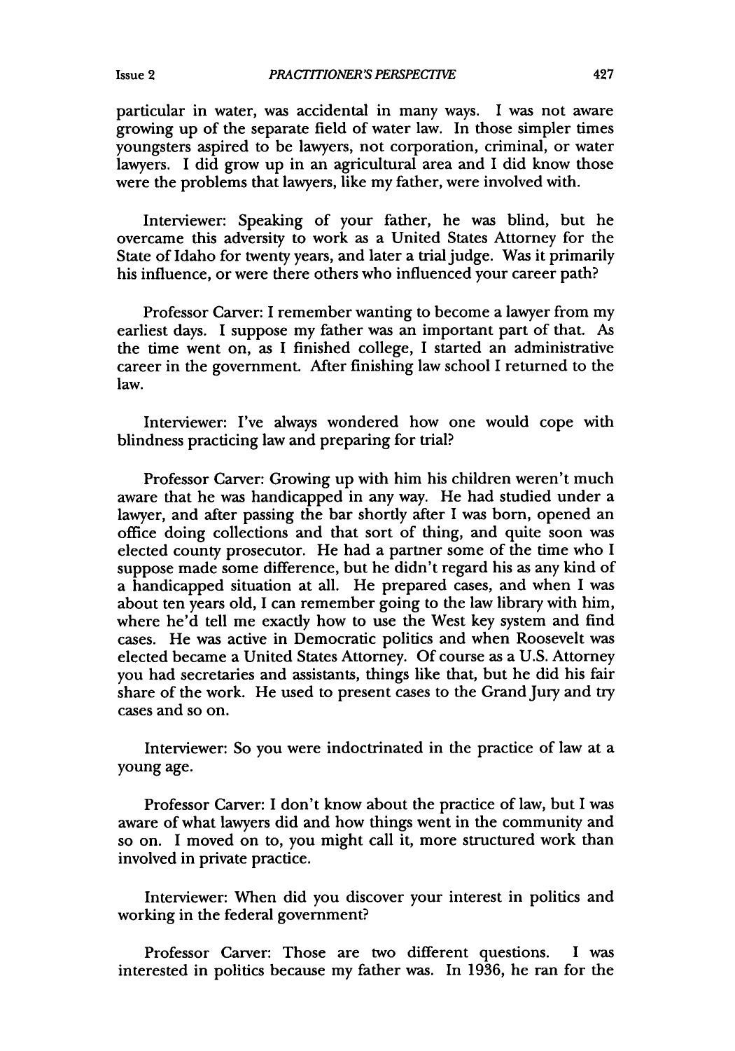particular in water, was accidental in many ways. I was not aware growing up of the separate field of water law. In those simpler times youngsters aspired to be lawyers, not corporation, criminal, or water lawyers. I did grow up in an agricultural area and I did know those were the problems that lawyers, like my father, were involved with.

Interviewer: Speaking of your father, he was blind, but he overcame this adversity to work as a United States Attorney for the State of Idaho for twenty years, and later a trial judge. Was it primarily his influence, or were there others who influenced your career path?

Professor Carver: I remember wanting to become a lawyer from my earliest days. I suppose my father was an important part of that. As the time went on, as I finished college, I started an administrative career in the government. After finishing law school I returned to the law.

Interviewer: I've always wondered how one would cope with blindness practicing law and preparing for trial?

Professor Carver: Growing up with him his children weren't much aware that he was handicapped in any way. He had studied under a lawyer, and after passing the bar shortly after I was born, opened an office doing collections and that sort of thing, and quite soon was elected county prosecutor. He had a partner some of the time who I suppose made some difference, but he didn't regard his as any kind of a handicapped situation at all. He prepared cases, and when I was about ten years old, I can remember going to the law library with him, where he'd tell me exactly how to use the West key system and find cases. He was active in Democratic politics and when Roosevelt was elected became a United States Attorney. Of course as a U.S. Attorney you had secretaries and assistants, things like that, but he did his fair share of the work. He used to present cases to the Grand Jury and try cases and so on.

Interviewer: So you were indoctrinated in the practice of law at a young age.

Professor Carver: I don't know about the practice of law, but I was aware of what lawyers did and how things went in the community and so on. I moved on to, you might call it, more structured work than involved in private practice.

Interviewer: When did you discover your interest in politics and working in the federal government?

Professor Carver: Those are two different questions. I was interested in politics because my father was. In 1936, he ran for the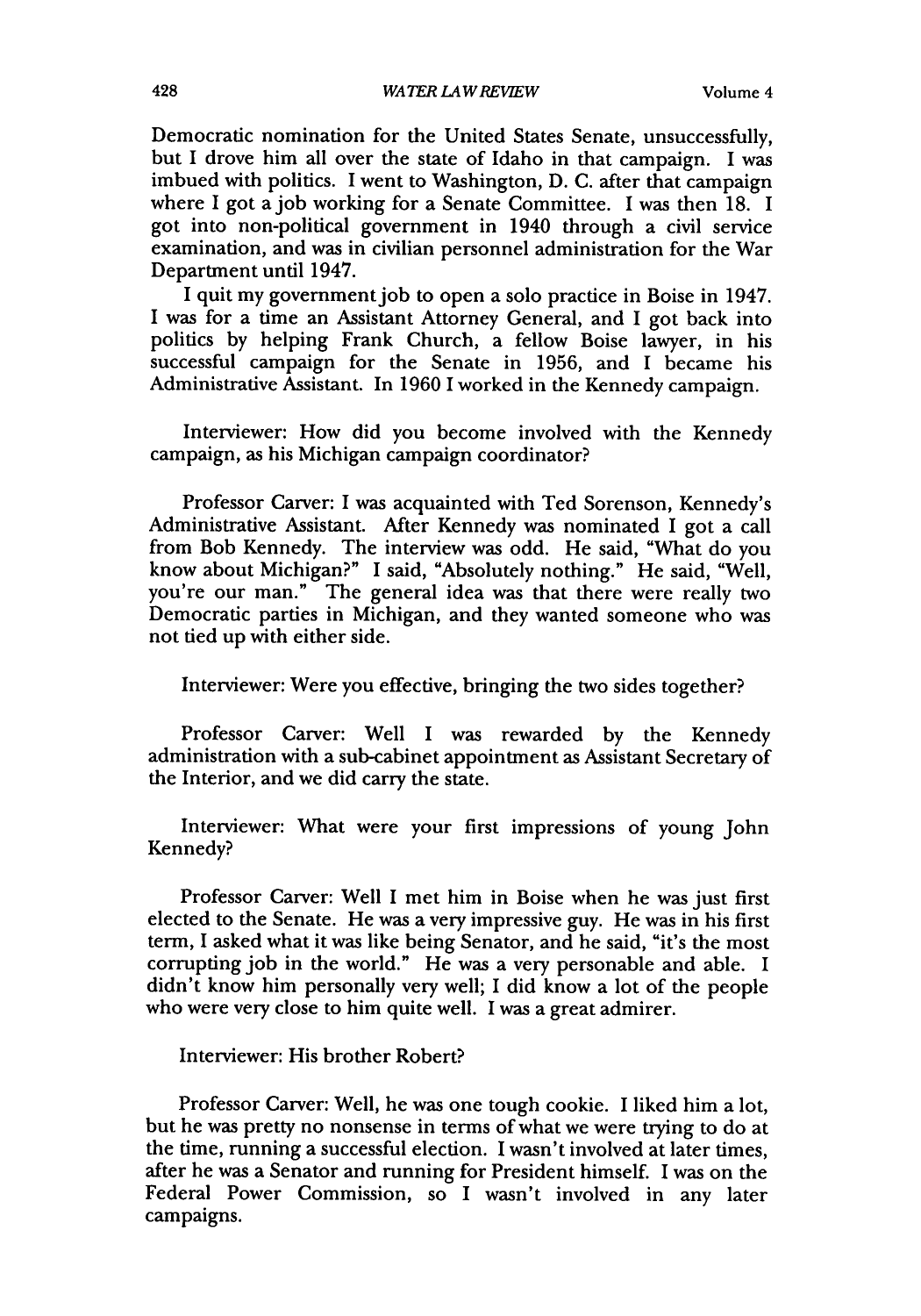Democratic nomination for the United States Senate, unsuccessfully, but I drove him all over the state of Idaho in that campaign. I was imbued with politics. I went to Washington, D. C. after that campaign where I got a job working for a Senate Committee. I was then 18. I got into non-political government in 1940 through a civil service examination, and was in civilian personnel administration for the War Department until 1947.

I quit my government job to open a solo practice in Boise in 1947. I was for a time an Assistant Attorney General, and I got back into politics by helping Frank Church, a fellow Boise lawyer, in his successful campaign for the Senate in 1956, and I became his Administrative Assistant. In 1960 I worked in the Kennedy campaign.

Interviewer: How did you become involved with the Kennedy campaign, as his Michigan campaign coordinator?

Professor Carver: I was acquainted with Ted Sorenson, Kennedy's Administrative Assistant. After Kennedy was nominated I got a call from Bob Kennedy. The interview was odd. He said, "What do you know about Michigan?" I said, "Absolutely nothing." He said, "Well, you're our man." The general idea was that there were really two Democratic parties in Michigan, and they wanted someone who was not tied up with either side.

Interviewer: Were you effective, bringing the two sides together?

Professor Carver: Well I was rewarded by the Kennedy administration with a sub-cabinet appointment as Assistant Secretary of the Interior, and we did carry the state.

Interviewer: What were your first impressions of young John Kennedy?

Professor Carver: Well I met him in Boise when he was just first elected to the Senate. He was a very impressive guy. He was in his first term, I asked what it was like being Senator, and he said, "it's the most corrupting job in the world." He was a very personable and able. I didn't know him personally very well; I did know a lot of the people who were very close to him quite well. I was a great admirer.

Interviewer: His brother Robert?

Professor Carver: Well, he was one tough cookie. I liked him a lot, but he was pretty no nonsense in terms of what we were trying to do at the time, running a successful election. I wasn't involved at later times, after he was a Senator and running for President himself. I was on the Federal Power Commission, so I wasn't involved in any later campaigns.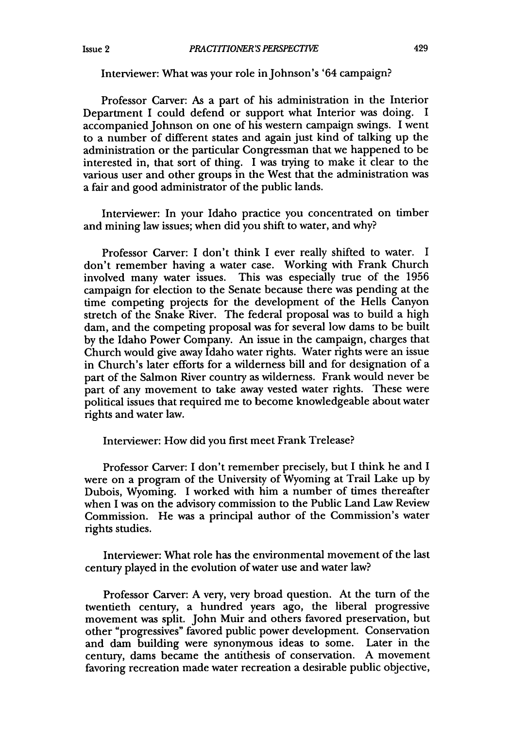Interviewer: What was your role in Johnson's '64 campaign?

Professor Carver: As a part of his administration in the Interior Department I could defend or support what Interior was doing. I accompanied Johnson on one of his western campaign swings. I went to a number of different states and again just kind of talking up the administration or the particular Congressman that we happened to be interested in, that sort of thing. I was trying to make it clear to the various user and other groups in the West that the administration was a fair and good administrator of the public lands.

Interviewer: In your Idaho practice you concentrated on timber and mining law issues; when did you shift to water, and why?

Professor Carver: I don't think I ever really shifted to water. I don't remember having a water case. Working with Frank Church involved many water issues. This was especially true of the 1956 campaign for election to the Senate because there was pending at the time competing projects for the development of the Hells Canyon stretch of the Snake River. The federal proposal was to build a high dam, and the competing proposal was for several low dams to be built by the Idaho Power Company. An issue in the campaign, charges that Church would give away Idaho water rights. Water rights were an issue in Church's later efforts for a wilderness bill and for designation of a part of the Salmon River country as wilderness. Frank would never be part of any movement to take away vested water rights. These were political issues that required me to become knowledgeable about water rights and water law.

Interviewer: How did you first meet Frank Trelease?

Professor Carver: I don't remember precisely, but I think he and I were on a program of the University of Wyoming at Trail Lake up by Dubois, Wyoming. I worked with him a number of times thereafter when I was on the advisory commission to the Public Land Law Review Commission. He was a principal author of the Commission's water rights studies.

Interviewer: What role has the environmental movement of the last century played in the evolution of water use and water law?

Professor Carver: A very, very broad question. At the turn of the twentieth century, a hundred years ago, the liberal progressive movement was split. John Muir and others favored preservation, but other "progressives" favored public power development. Conservation and dam building were synonymous ideas to some. Later in the century, dams became the antithesis of conservation. A movement favoring recreation made water recreation a desirable public objective,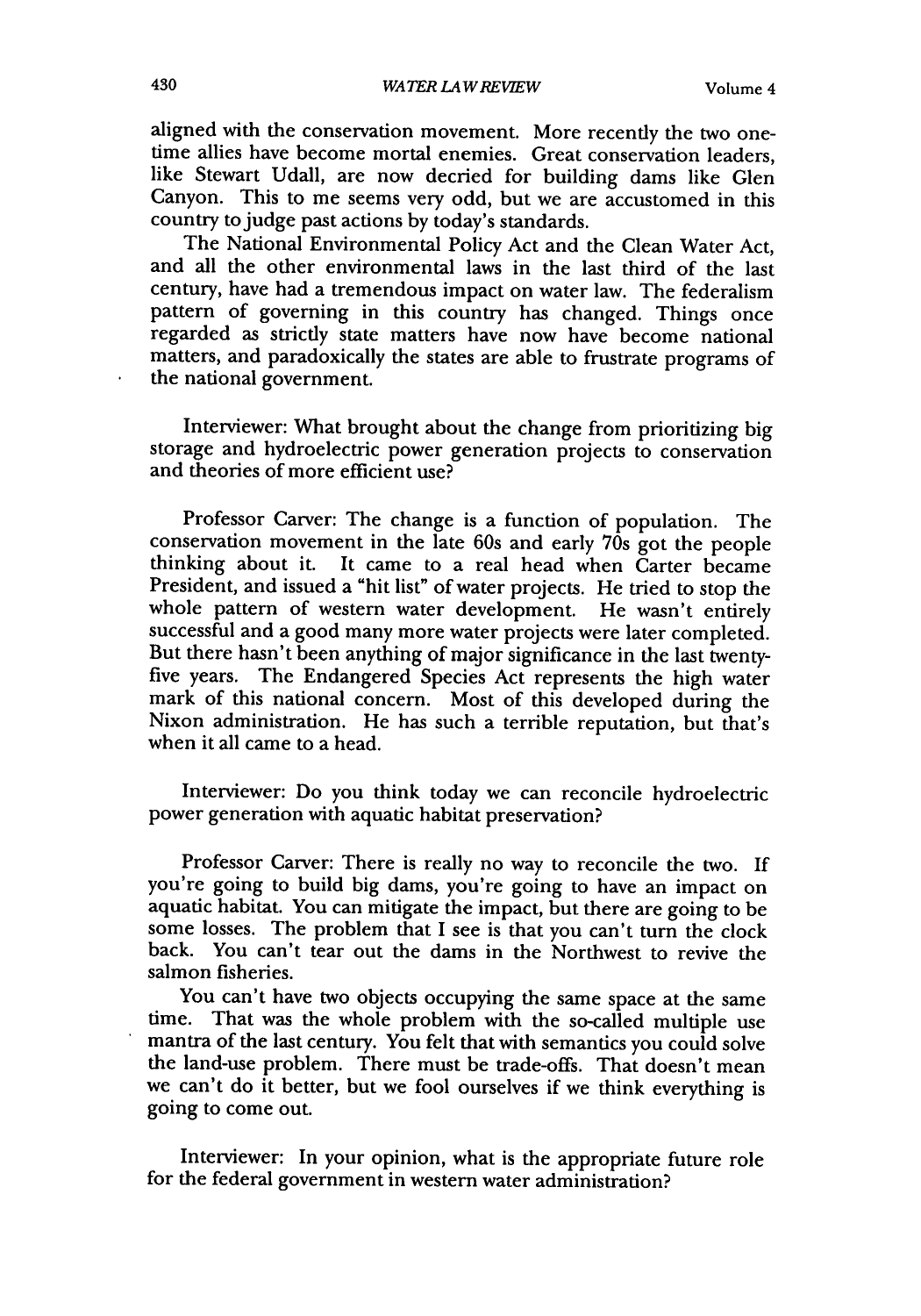aligned with the conservation movement. More recently the two one-time allies have become mortal enemies. Great conservation leaders, like Stewart Udall, are now decried for building dams like Glen Canyon. This to me seems very odd, but we are accustomed in this country to judge past actions by today's standards.

The National Environmental Policy Act and the Clean Water Act, and all the other environmental laws in the last third of the last century, have had a tremendous impact on water law. The federalism pattern of governing in this country has changed. Things once regarded as strictly state matters have now have become national matters, and paradoxically the states are able to frustrate programs of the national government.

Interviewer: What brought about the change from prioritizing big storage and hydroelectric power generation projects to conservation and theories of more efficient use?

Professor Carver: The change is a function of population. The conservation movement in the late 60s and early 70s got the people thinking about it. It came to a real head when Carter became President, and issued a "hit list" of water projects. He tried to stop the whole pattern of western water development. He wasn't entirely successful and a good many more water projects were later completed. But there hasn't been anything of major significance in the last twenty-five years. The Endangered Species Act represents the high water mark of this national concern. Most of this developed during the Nixon administration. He has such a terrible reputation, but that's when it all came to a head.

Interviewer: Do you think today we can reconcile hydroelectric power generation with aquatic habitat preservation?

Professor Carver: There is really no way to reconcile the two. If you're going to build big dams, you're going to have an impact on aquatic habitat. You can mitigate the impact, but there are going to be some losses. The problem that I see is that you can't turn the clock back. You can't tear out the dams in the Northwest to revive the salmon fisheries.

You can't have two objects occupying the same space at the same time. That was the whole problem with the so-called multiple use mantra of the last century. You felt that with semantics you could solve the land-use problem. There must be trade-offs. That doesn't mean we can't do it better, but we fool ourselves if we think everything is going to come out.

Interviewer: In your opinion, what is the appropriate future role for the federal government in western water administration?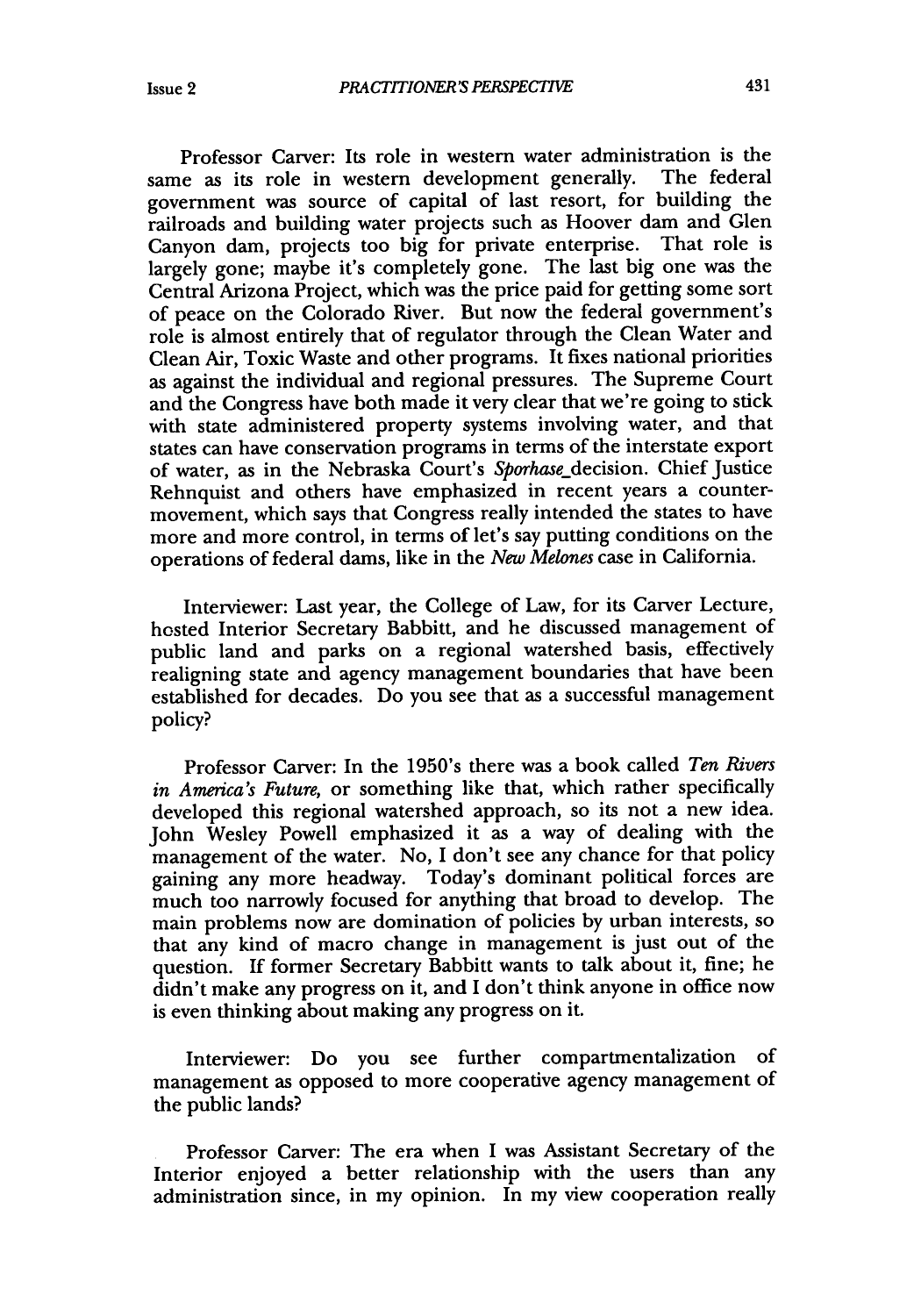Professor Carver: Its role in western water administration is the same as its role in western development generally. The federal government was source of capital of last resort, for building the railroads and building water projects such as Hoover dam and Glen Canyon dam, projects too big for private enterprise. That role is largely gone; maybe it's completely gone. The last big one was the Central Arizona Project, which was the price paid for getting some sort of peace on the Colorado River. But now the federal government's role is almost entirely that of regulator through the Clean Water and Clean Air, Toxic Waste and other programs. It fixes national priorities as against the individual and regional pressures. The Supreme Court and the Congress have both made it very clear that we're going to stick with state administered property systems involving water, and that states can have conservation programs in terms of the interstate export of water, as in the Nebraska Court's *Sporhase*_decision. Chief Justice Rehnquist and others have emphasized in recent years a counter-movement, which says that Congress really intended the states to have more and more control, in terms of let's say putting conditions on the operations of federal dams, like in the *New Melones* case in California.

Interviewer: Last year, the College of Law, for its Carver Lecture, hosted Interior Secretary Babbitt, and he discussed management of public land and parks on a regional watershed basis, effectively realigning state and agency management boundaries that have been established for decades. Do you see that as a successful management policy?

Professor Carver: In the 1950's there was a book called *Ten Rivers in America's Future*, or something like that, which rather specifically developed this regional watershed approach, so its not a new idea. John Wesley Powell emphasized it as a way of dealing with the management of the water. No, I don't see any chance for that policy gaining any more headway. Today's dominant political forces are much too narrowly focused for anything that broad to develop. The main problems now are domination of policies by urban interests, so that any kind of macro change in management is just out of the question. If former Secretary Babbitt wants to talk about it, fine; he didn't make any progress on it, and I don't think anyone in office now is even thinking about making any progress on it.

Interviewer: Do you see further compartmentalization of management as opposed to more cooperative agency management of the public lands?

Professor Carver: The era when I was Assistant Secretary of the Interior enjoyed a better relationship with the users than any administration since, in my opinion. In my view cooperation really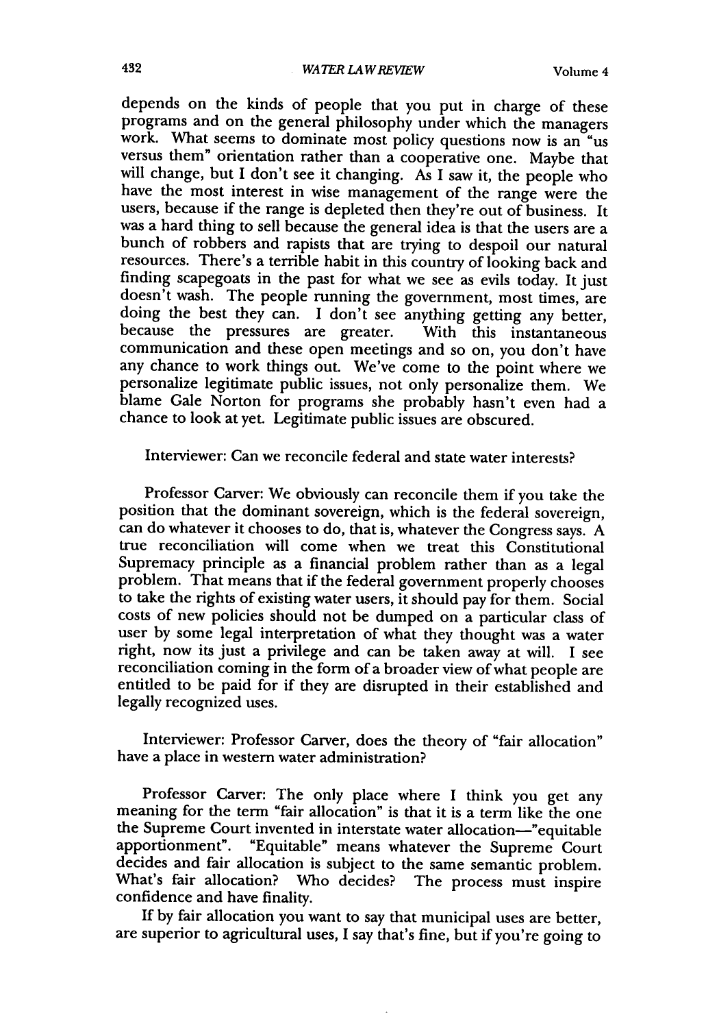depends on the kinds of people that you put in charge of these programs and on the general philosophy under which the managers work. What seems to dominate most policy questions now is an "us versus them" orientation rather than a cooperative one. Maybe that will change, but I don't see it changing. As I saw it, the people who have the most interest in wise management of the range were the users, because if the range is depleted then they're out of business. It was a hard thing to sell because the general idea is that the users are a bunch of robbers and rapists that are trying to despoil our natural resources. There's a terrible habit in this country of looking back and finding scapegoats in the past for what we see as evils today. It just doesn't wash. The people running the government, most times, are doing the best they can. I don't see anything getting any better, because the pressures are greater. With this instantaneous communication and these open meetings and so on, you don't have any chance to work things out. We've come to the point where we personalize legitimate public issues, not only personalize them. We blame Gale Norton for programs she probably hasn't even had a chance to look at yet. Legitimate public issues are obscured.

Interviewer: Can we reconcile federal and state water interests?

Professor Carver: We obviously can reconcile them if you take the position that the dominant sovereign, which is the federal sovereign, can do whatever it chooses to do, that is, whatever the Congress says. A true reconciliation will come when we treat this Constitutional Supremacy principle as a financial problem rather than as a legal problem. That means that if the federal government properly chooses to take the rights of existing water users, it should pay for them. Social costs of new policies should not be dumped on a particular class of user by some legal interpretation of what they thought was a water right, now its just a privilege and can be taken away at will. I see reconciliation coming in the form of a broader view of what people are entitled to be paid for if they are disrupted in their established and legally recognized uses.

Interviewer: Professor Carver, does the theory of "fair allocation" have a place in western water administration?

Professor Carver: The only place where I think you get any meaning for the term "fair allocation" is that it is a term like the one the Supreme Court invented in interstate water allocation—"equitable apportionment". "Equitable" means whatever the Supreme Court decides and fair allocation is subject to the same semantic problem. What's fair allocation? Who decides? The process must inspire confidence and have finality.

If by fair allocation you want to say that municipal uses are better, are superior to agricultural uses, I say that's fine, but if you're going to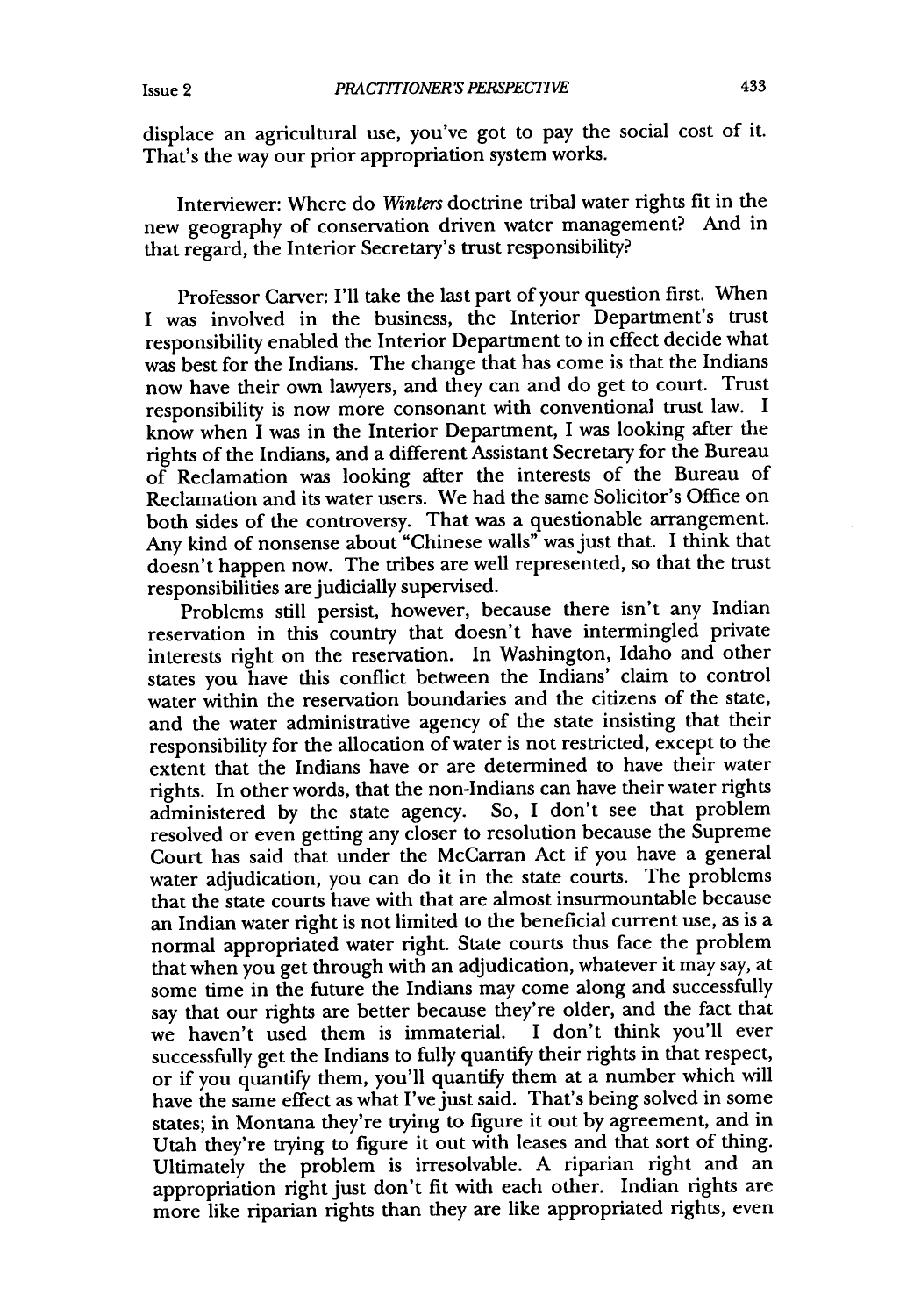displace an agricultural use, you've got to pay the social cost of it. That's the way our prior appropriation system works.

Interviewer: Where do *Winters* doctrine tribal water rights fit in the new geography of conservation driven water management? And in that regard, the Interior Secretary's trust responsibility?

Professor Carver: I'll take the last part of your question first. When I was involved in the business, the Interior Department's trust responsibility enabled the Interior Department to in effect decide what was best for the Indians. The change that has come is that the Indians now have their own lawyers, and they can and do get to court. Trust responsibility is now more consonant with conventional trust law. I know when I was in the Interior Department, I was looking after the rights of the Indians, and a different Assistant Secretary for the Bureau of Reclamation was looking after the interests of the Bureau of Reclamation and its water users. We had the same Solicitor's Office on both sides of the controversy. That was a questionable arrangement. Any kind of nonsense about "Chinese walls" was just that. I think that doesn't happen now. The tribes are well represented, so that the trust responsibilities are judicially supervised.

Problems still persist, however, because there isn't any Indian reservation in this country that doesn't have intermingled private interests right on the reservation. In Washington, Idaho and other states you have this conflict between the Indians' claim to control water within the reservation boundaries and the citizens of the state, and the water administrative agency of the state insisting that their responsibility for the allocation of water is not restricted, except to the extent that the Indians have or are determined to have their water rights. In other words, that the non-Indians can have their water rights administered by the state agency. So, I don't see that problem resolved or even getting any closer to resolution because the Supreme Court has said that under the McCarran Act if you have a general water adjudication, you can do it in the state courts. The problems that the state courts have with that are almost insurmountable because an Indian water right is not limited to the beneficial current use, as is a normal appropriated water right. State courts thus face the problem that when you get through with an adjudication, whatever it may say, at some time in the future the Indians may come along and successfully say that our rights are better because they're older, and the fact that we haven't used them is immaterial. I don't think you'll ever successfully get the Indians to fully quantify their rights in that respect, or if you quantify them, you'll quantify them at a number which will have the same effect as what I've just said. That's being solved in some states; in Montana they're trying to figure it out by agreement, and in Utah they're trying to figure it out with leases and that sort of thing. Ultimately the problem is irresolvable. A riparian right and an appropriation right just don't fit with each other. Indian rights are more like riparian rights than they are like appropriated rights, even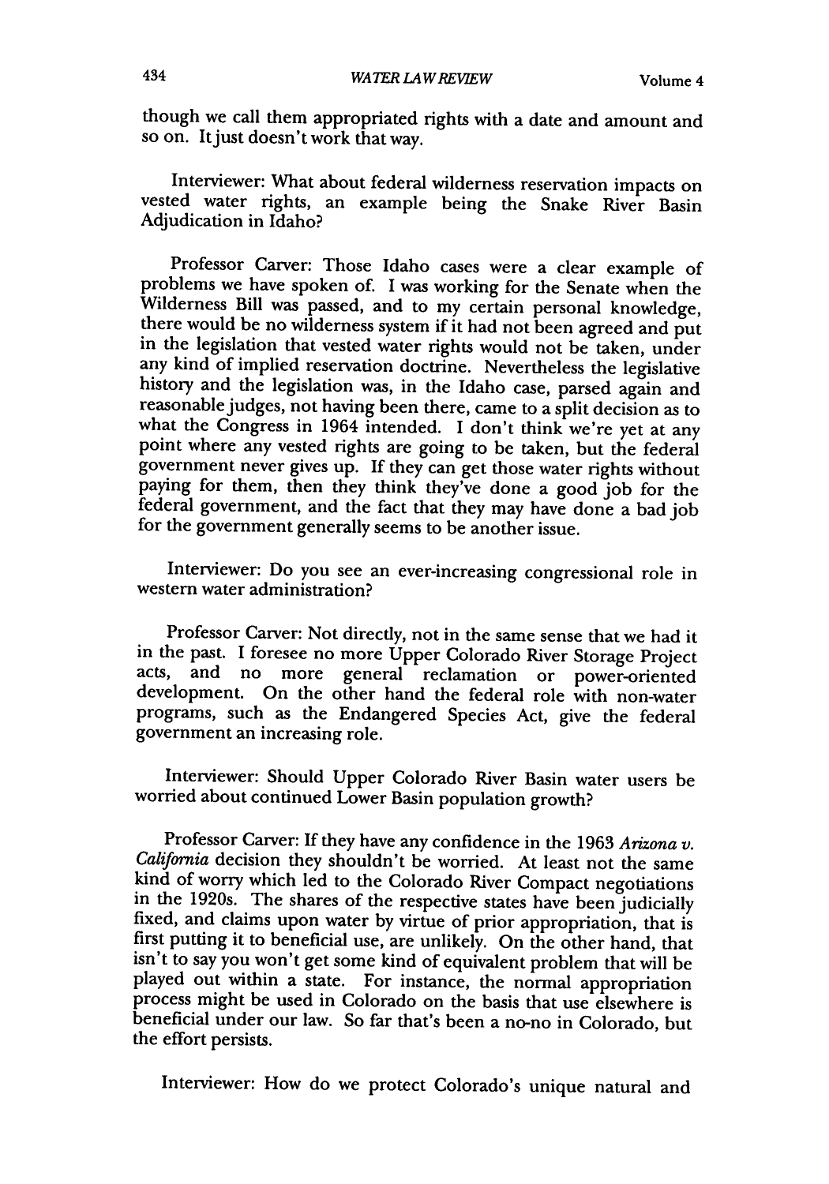though we call them appropriated rights with a date and amount and so on. It just doesn't work that way.

Interviewer: What about federal wilderness reservation impacts on vested water rights, an example being the Snake River Basin Adjudication in Idaho?

Professor Carver: Those Idaho cases were a clear example of problems we have spoken of. I was working for the Senate when the Wilderness Bill was passed, and to my certain personal knowledge, there would be no wilderness system if it had not been agreed and put in the legislation that vested water rights would not be taken, under any kind of implied reservation doctrine. Nevertheless the legislative history and the legislation was, in the Idaho case, parsed again and reasonable judges, not having been there, came to a split decision as to what the Congress in 1964 intended. I don't think we're yet at any point where any vested rights are going to be taken, but the federal government never gives up. If they can get those water rights without paying for them, then they think they've done a good job for the federal government, and the fact that they may have done a bad job for the government generally seems to be another issue.

Interviewer: Do you see an ever-increasing congressional role in western water administration?

Professor Carver: Not directly, not in the same sense that we had it in the past. I foresee no more Upper Colorado River Storage Project acts, and no more general reclamation or power-oriented development. On the other hand the federal role with non-water programs, such as the Endangered Species Act, give the federal government an increasing role.

Interviewer: Should Upper Colorado River Basin water users be worried about continued Lower Basin population growth?

Professor Carver: If they have any confidence in the 1963 *Arizona v. California* decision they shouldn't be worried. At least not the same kind of worry which led to the Colorado River Compact negotiations in the 1920s. The shares of the respective states have been judicially fixed, and claims upon water by virtue of prior appropriation, that is first putting it to beneficial use, are unlikely. On the other hand, that isn't to say you won't get some kind of equivalent problem that will be played out within a state. For instance, the normal appropriation process might be used in Colorado on the basis that use elsewhere is beneficial under our law. So far that's been a no-no in Colorado, but the effort persists.

Interviewer: How do we protect Colorado's unique natural and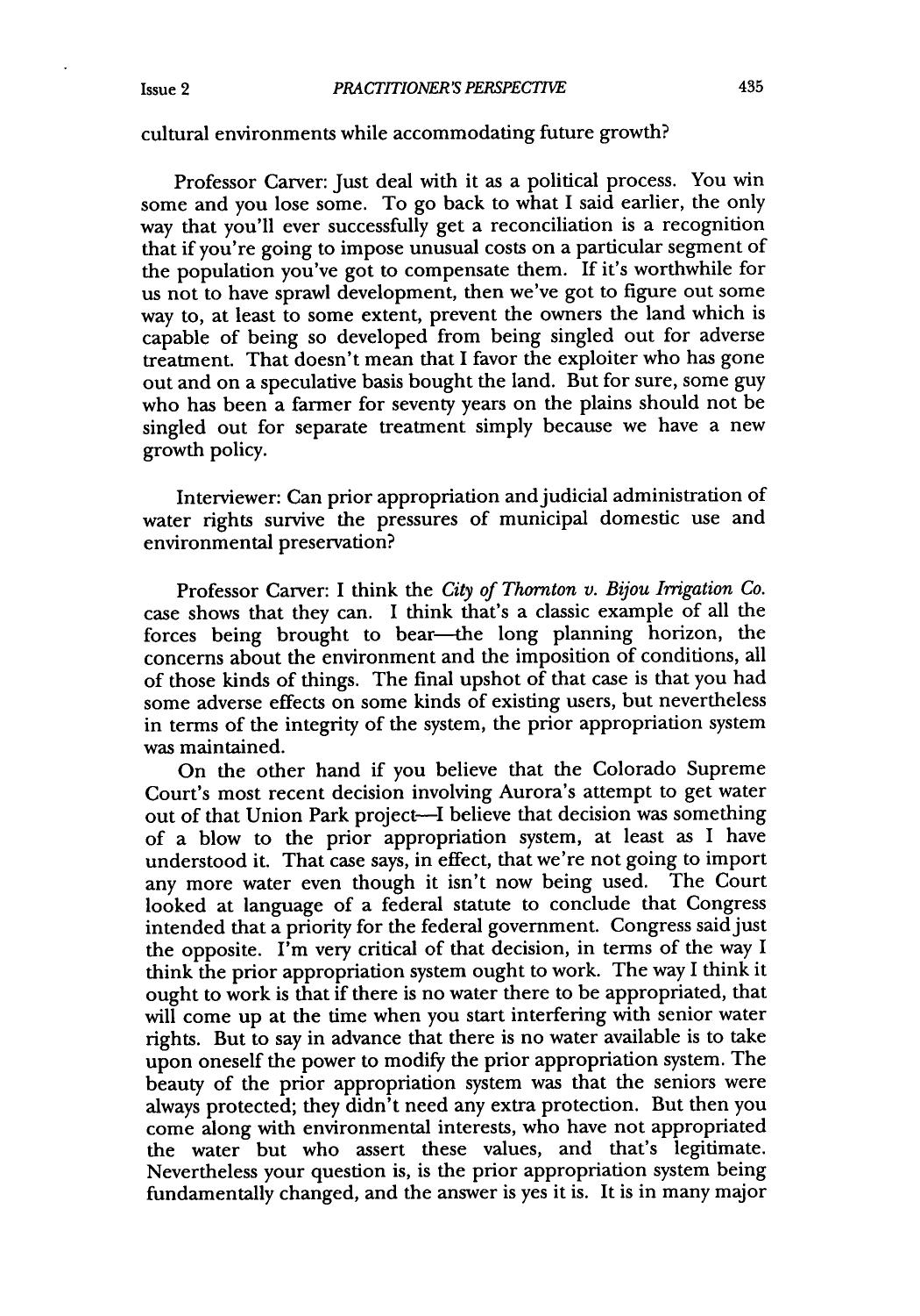cultural environments while accommodating future growth?

Professor Carver: Just deal with it as a political process. You win some and you lose some. To go back to what I said earlier, the only way that you'll ever successfully get a reconciliation is a recognition that if you're going to impose unusual costs on a particular segment of the population you've got to compensate them. If it's worthwhile for us not to have sprawl development, then we've got to figure out some way to, at least to some extent, prevent the owners the land which is capable of being so developed from being singled out for adverse treatment. That doesn't mean that I favor the exploiter who has gone out and on a speculative basis bought the land. But for sure, some guy who has been a farmer for seventy years on the plains should not be singled out for separate treatment simply because we have a new growth policy.

Interviewer: Can prior appropriation and judicial administration of water rights survive the pressures of municipal domestic use and environmental preservation?

Professor Carver: I think the *City of Thornton v. Bijou Irrigation Co.* case shows that they can. I think that's a classic example of all the forces being brought to bear—the long planning horizon, the concerns about the environment and the imposition of conditions, all of those kinds of things. The final upshot of that case is that you had some adverse effects on some kinds of existing users, but nevertheless in terms of the integrity of the system, the prior appropriation system was maintained.

On the other hand if you believe that the Colorado Supreme Court's most recent decision involving Aurora's attempt to get water out of that Union Park project—I believe that decision was something of a blow to the prior appropriation system, at least as I have understood it. That case says, in effect, that we're not going to import any more water even though it isn't now being used. The Court looked at language of a federal statute to conclude that Congress intended that a priority for the federal government. Congress said just the opposite. I'm very critical of that decision, in terms of the way I think the prior appropriation system ought to work. The way I think it ought to work is that if there is no water there to be appropriated, that will come up at the time when you start interfering with senior water rights. But to say in advance that there is no water available is to take upon oneself the power to modify the prior appropriation system. The beauty of the prior appropriation system was that the seniors were always protected; they didn't need any extra protection. But then you come along with environmental interests, who have not appropriated the water but who assert these values, and that's legitimate. Nevertheless your question is, is the prior appropriation system being fundamentally changed, and the answer is yes it is. It is in many major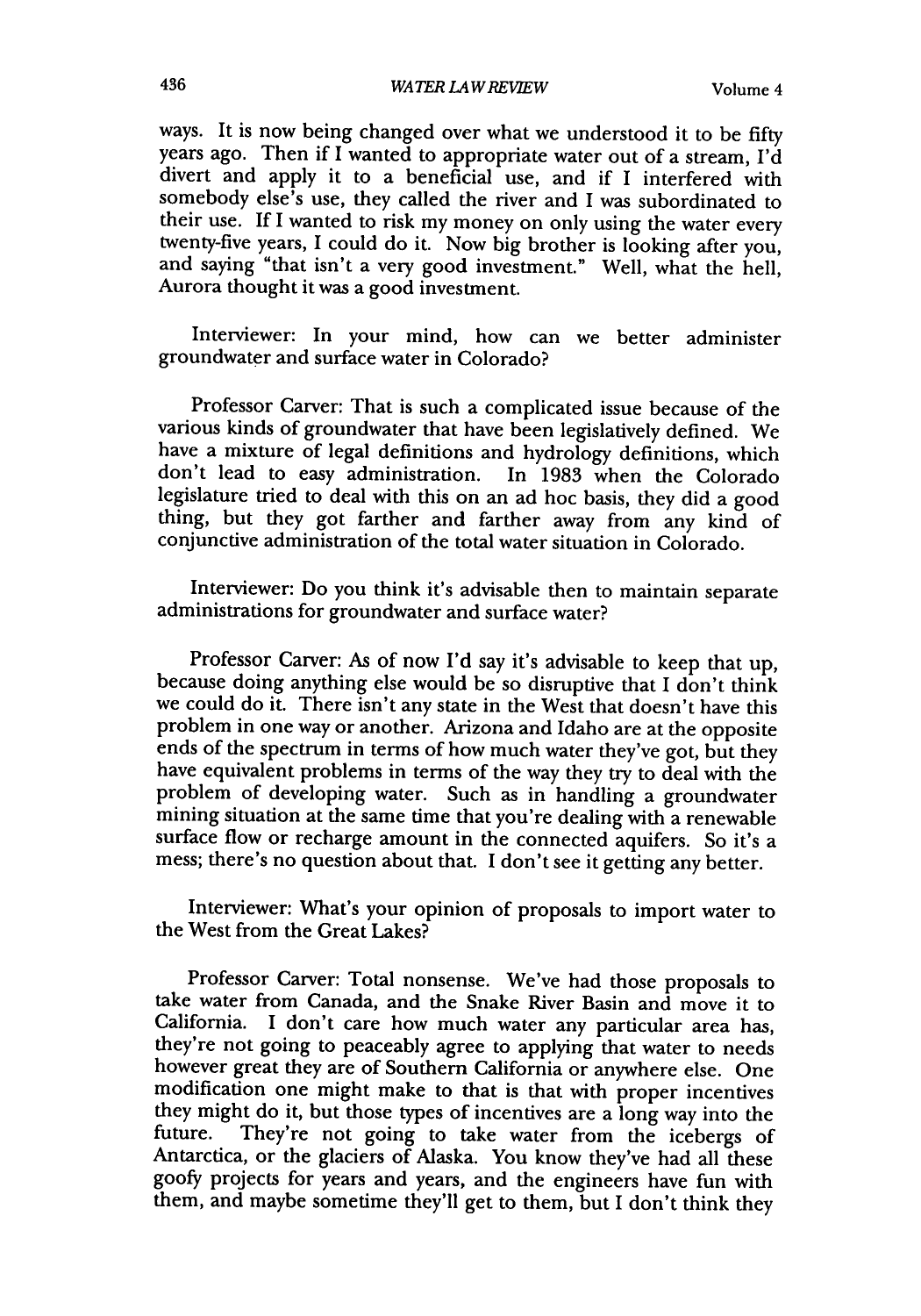ways. It is now being changed over what we understood it to be fifty years ago. Then if I wanted to appropriate water out of a stream, I'd divert and apply it to a beneficial use, and if I interfered with somebody else's use, they called the river and I was subordinated to their use. If I wanted to risk my money on only using the water every twenty-five years, I could do it. Now big brother is looking after you, and saying "that isn't a very good investment." Well, what the hell, Aurora thought it was a good investment.

Interviewer: In your mind, how can we better administer groundwater and surface water in Colorado?

Professor Carver: That is such a complicated issue because of the various kinds of groundwater that have been legislatively defined. We have a mixture of legal definitions and hydrology definitions, which don't lead to easy administration. In 1983 when the Colorado legislature tried to deal with this on an ad hoc basis, they did a good thing, but they got farther and farther away from any kind of conjunctive administration of the total water situation in Colorado.

Interviewer: Do you think it's advisable then to maintain separate administrations for groundwater and surface water?

Professor Carver: As of now I'd say it's advisable to keep that up, because doing anything else would be so disruptive that I don't think we could do it. There isn't any state in the West that doesn't have this problem in one way or another. Arizona and Idaho are at the opposite ends of the spectrum in terms of how much water they've got, but they have equivalent problems in terms of the way they try to deal with the problem of developing water. Such as in handling a groundwater mining situation at the same time that you're dealing with a renewable surface flow or recharge amount in the connected aquifers. So it's a mess; there's no question about that. I don't see it getting any better.

Interviewer: What's your opinion of proposals to import water to the West from the Great Lakes?

Professor Carver: Total nonsense. We've had those proposals to take water from Canada, and the Snake River Basin and move it to California. I don't care how much water any particular area has, they're not going to peaceably agree to applying that water to needs however great they are of Southern California or anywhere else. One modification one might make to that is that with proper incentives they might do it, but those types of incentives are a long way into the future. They're not going to take water from the icebergs of Antarctica, or the glaciers of Alaska. You know they've had all these goofy projects for years and years, and the engineers have fun with them, and maybe sometime they'll get to them, but I don't think they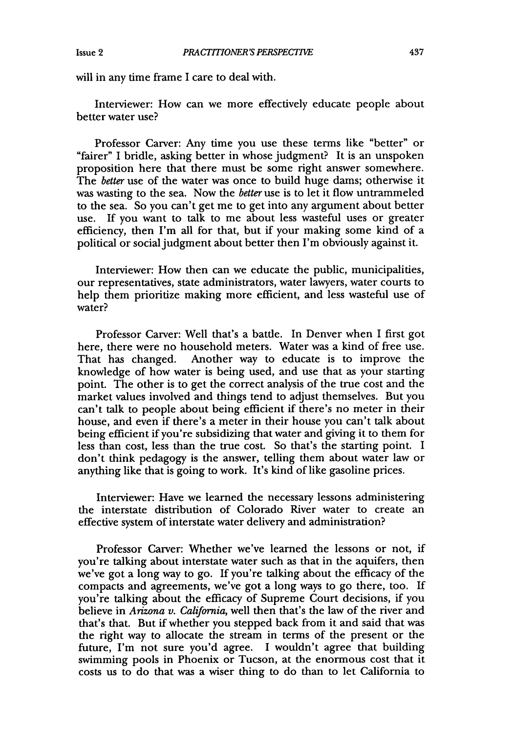will in any time frame I care to deal with.

Interviewer: How can we more effectively educate people about better water use?

Professor Carver: Any time you use these terms like "better" or "fairer" I bridle, asking better in whose judgment? It is an unspoken proposition here that there must be some right answer somewhere. The *better* use of the water was once to build huge dams; otherwise it was wasting to the sea. Now the *better* use is to let it flow untrammeled to the sea. So you can't get me to get into any argument about better use. If you want to talk to me about less wasteful uses or greater efficiency, then I'm all for that, but if your making some kind of a political or social judgment about better then I'm obviously against it.

Interviewer: How then can we educate the public, municipalities, our representatives, state administrators, water lawyers, water courts to help them prioritize making more efficient, and less wasteful use of water?

Professor Carver: Well that's a battle. In Denver when I first got here, there were no household meters. Water was a kind of free use. That has changed. Another way to educate is to improve the knowledge of how water is being used, and use that as your starting point. The other is to get the correct analysis of the true cost and the market values involved and things tend to adjust themselves. But you can't talk to people about being efficient if there's no meter in their house, and even if there's a meter in their house you can't talk about being efficient if you're subsidizing that water and giving it to them for less than cost, less than the true cost. So that's the starting point. I don't think pedagogy is the answer, telling them about water law or anything like that is going to work. It's kind of like gasoline prices.

Interviewer: Have we learned the necessary lessons administering the interstate distribution of Colorado River water to create an effective system of interstate water delivery and administration?

Professor Carver: Whether we've learned the lessons or not, if you're talking about interstate water such as that in the aquifers, then we've got a long way to go. If you're talking about the efficacy of the compacts and agreements, we've got a long ways to go there, too. If you're talking about the efficacy of Supreme Court decisions, if you believe in *Arizona v. California*, well then that's the law of the river and that's that. But if whether you stepped back from it and said that was the right way to allocate the stream in terms of the present or the future, I'm not sure you'd agree. I wouldn't agree that building swimming pools in Phoenix or Tucson, at the enormous cost that it costs us to do that was a wiser thing to do than to let California to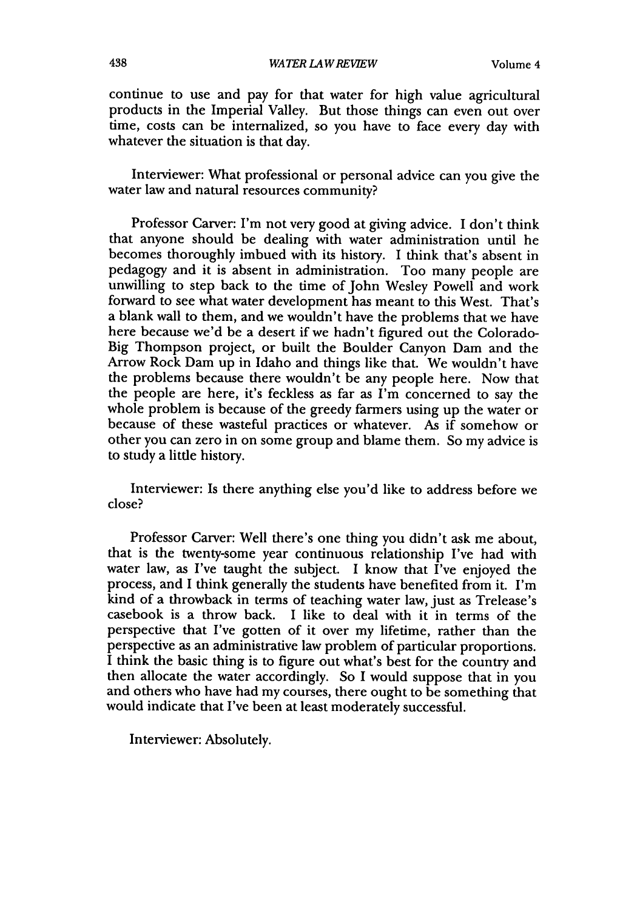continue to use and pay for that water for high value agricultural products in the Imperial Valley. But those things can even out over time, costs can be internalized, so you have to face every day with whatever the situation is that day.

Interviewer: What professional or personal advice can you give the water law and natural resources community?

Professor Carver: I'm not very good at giving advice. I don't think that anyone should be dealing with water administration until he becomes thoroughly imbued with its history. I think that's absent in pedagogy and it is absent in administration. Too many people are unwilling to step back to the time of John Wesley Powell and work forward to see what water development has meant to this West. That's a blank wall to them, and we wouldn't have the problems that we have here because we'd be a desert if we hadn't figured out the Colorado-Big Thompson project, or built the Boulder Canyon Dam and the Arrow Rock Dam up in Idaho and things like that. We wouldn't have the problems because there wouldn't be any people here. Now that the people are here, it's feckless as far as I'm concerned to say the whole problem is because of the greedy farmers using up the water or because of these wasteful practices or whatever. As if somehow or other you can zero in on some group and blame them. So my advice is to study a little history.

Interviewer: Is there anything else you'd like to address before we close?

Professor Carver: Well there's one thing you didn't ask me about, that is the twenty-some year continuous relationship I've had with water law, as I've taught the subject. I know that I've enjoyed the process, and I think generally the students have benefited from it. I'm kind of a throwback in terms of teaching water law, just as Trelease's casebook is a throw back. I like to deal with it in terms of the perspective that I've gotten of it over my lifetime, rather than the perspective as an administrative law problem of particular proportions. I think the basic thing is to figure out what's best for the country and then allocate the water accordingly. So I would suppose that in you and others who have had my courses, there ought to be something that would indicate that I've been at least moderately successful.

Interviewer: Absolutely.